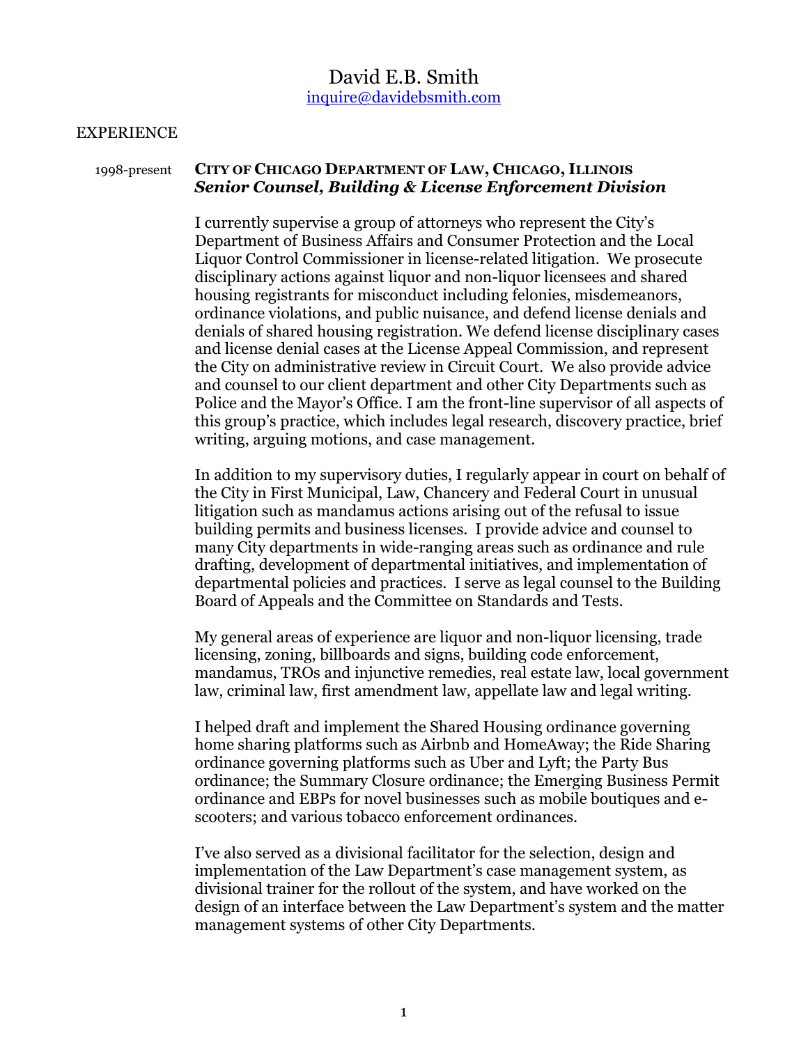# David E.B. Smith

inquire@davidebsmith.com

## EXPERIENCE

1998-present **CITY OF CHICAGO DEPARTMENT OF LAW, CHICAGO, ILLINOIS**
***Senior Counsel, Building & License Enforcement Division***

I currently supervise a group of attorneys who represent the City's Department of Business Affairs and Consumer Protection and the Local Liquor Control Commissioner in license-related litigation. We prosecute disciplinary actions against liquor and non-liquor licensees and shared housing registrants for misconduct including felonies, misdemeanors, ordinance violations, and public nuisance, and defend license denials and denials of shared housing registration. We defend license disciplinary cases and license denial cases at the License Appeal Commission, and represent the City on administrative review in Circuit Court. We also provide advice and counsel to our client department and other City Departments such as Police and the Mayor's Office. I am the front-line supervisor of all aspects of this group's practice, which includes legal research, discovery practice, brief writing, arguing motions, and case management.

In addition to my supervisory duties, I regularly appear in court on behalf of the City in First Municipal, Law, Chancery and Federal Court in unusual litigation such as mandamus actions arising out of the refusal to issue building permits and business licenses. I provide advice and counsel to many City departments in wide-ranging areas such as ordinance and rule drafting, development of departmental initiatives, and implementation of departmental policies and practices. I serve as legal counsel to the Building Board of Appeals and the Committee on Standards and Tests.

My general areas of experience are liquor and non-liquor licensing, trade licensing, zoning, billboards and signs, building code enforcement, mandamus, TROs and injunctive remedies, real estate law, local government law, criminal law, first amendment law, appellate law and legal writing.

I helped draft and implement the Shared Housing ordinance governing home sharing platforms such as Airbnb and HomeAway; the Ride Sharing ordinance governing platforms such as Uber and Lyft; the Party Bus ordinance; the Summary Closure ordinance; the Emerging Business Permit ordinance and EBPs for novel businesses such as mobile boutiques and e-scooters; and various tobacco enforcement ordinances.

I've also served as a divisional facilitator for the selection, design and implementation of the Law Department's case management system, as divisional trainer for the rollout of the system, and have worked on the design of an interface between the Law Department's system and the matter management systems of other City Departments.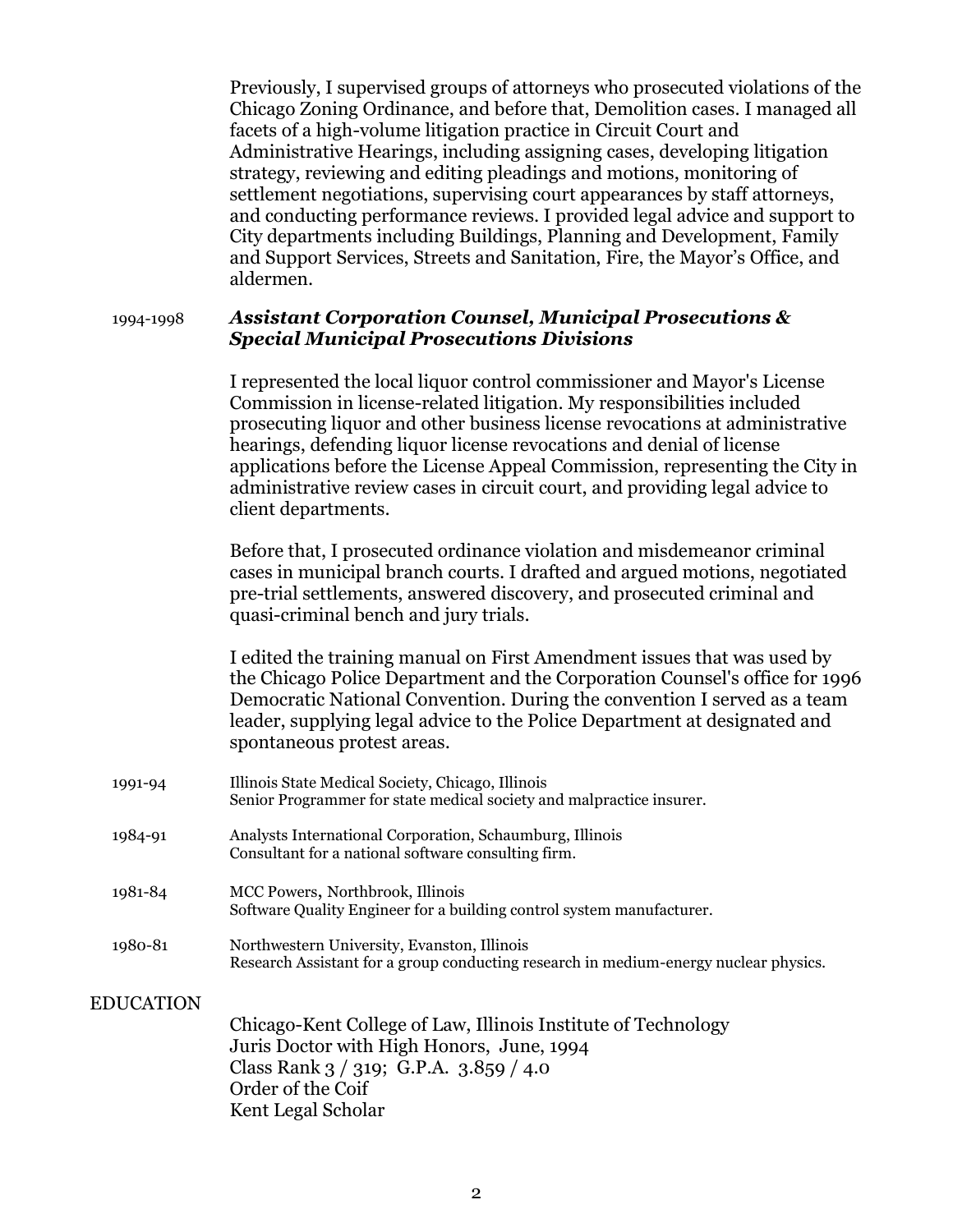Previously, I supervised groups of attorneys who prosecuted violations of the Chicago Zoning Ordinance, and before that, Demolition cases. I managed all facets of a high-volume litigation practice in Circuit Court and Administrative Hearings, including assigning cases, developing litigation strategy, reviewing and editing pleadings and motions, monitoring of settlement negotiations, supervising court appearances by staff attorneys, and conducting performance reviews. I provided legal advice and support to City departments including Buildings, Planning and Development, Family and Support Services, Streets and Sanitation, Fire, the Mayor's Office, and aldermen.

1994-1998 ***Assistant Corporation Counsel, Municipal Prosecutions & Special Municipal Prosecutions Divisions***

I represented the local liquor control commissioner and Mayor's License Commission in license-related litigation. My responsibilities included prosecuting liquor and other business license revocations at administrative hearings, defending liquor license revocations and denial of license applications before the License Appeal Commission, representing the City in administrative review cases in circuit court, and providing legal advice to client departments.

Before that, I prosecuted ordinance violation and misdemeanor criminal cases in municipal branch courts. I drafted and argued motions, negotiated pre-trial settlements, answered discovery, and prosecuted criminal and quasi-criminal bench and jury trials.

I edited the training manual on First Amendment issues that was used by the Chicago Police Department and the Corporation Counsel's office for 1996 Democratic National Convention. During the convention I served as a team leader, supplying legal advice to the Police Department at designated and spontaneous protest areas.

1991-94 Illinois State Medical Society, Chicago, Illinois
Senior Programmer for state medical society and malpractice insurer.

1984-91 Analysts International Corporation, Schaumburg, Illinois
Consultant for a national software consulting firm.

1981-84 MCC Powers, Northbrook, Illinois
Software Quality Engineer for a building control system manufacturer.

1980-81 Northwestern University, Evanston, Illinois
Research Assistant for a group conducting research in medium-energy nuclear physics.

## EDUCATION

Chicago-Kent College of Law, Illinois Institute of Technology
Juris Doctor with High Honors, June, 1994
Class Rank 3 / 319; G.P.A. 3.859 / 4.0
Order of the Coif
Kent Legal Scholar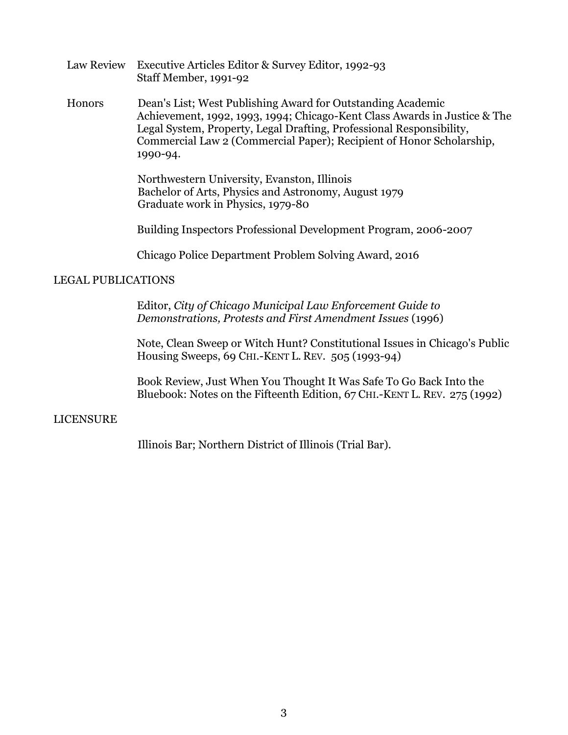Law Review Executive Articles Editor & Survey Editor, 1992-93
Staff Member, 1991-92

Honors Dean's List; West Publishing Award for Outstanding Academic Achievement, 1992, 1993, 1994; Chicago-Kent Class Awards in Justice & The Legal System, Property, Legal Drafting, Professional Responsibility, Commercial Law 2 (Commercial Paper); Recipient of Honor Scholarship, 1990-94.

Northwestern University, Evanston, Illinois
Bachelor of Arts, Physics and Astronomy, August 1979
Graduate work in Physics, 1979-80

Building Inspectors Professional Development Program, 2006-2007

Chicago Police Department Problem Solving Award, 2016

## LEGAL PUBLICATIONS

Editor, *City of Chicago Municipal Law Enforcement Guide to Demonstrations, Protests and First Amendment Issues* (1996)

Note, Clean Sweep or Witch Hunt? Constitutional Issues in Chicago's Public Housing Sweeps, 69 CHI.-KENT L. REV. 505 (1993-94)

Book Review, Just When You Thought It Was Safe To Go Back Into the Bluebook: Notes on the Fifteenth Edition, 67 CHI.-KENT L. REV. 275 (1992)

## LICENSURE

Illinois Bar; Northern District of Illinois (Trial Bar).